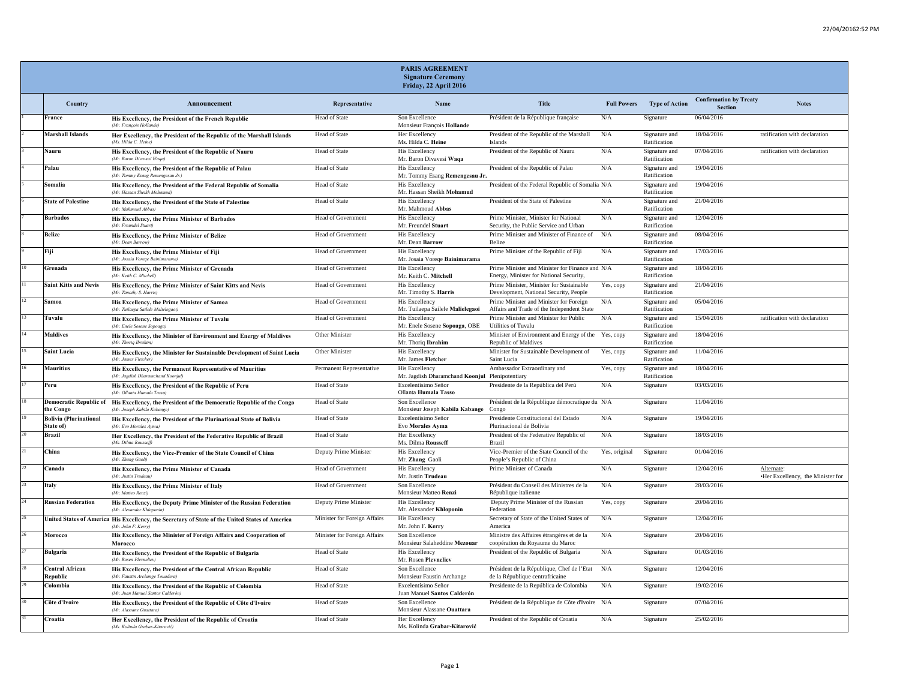# PARIS AGREEMENT

**Signature Ceremony**
**Friday, 22 April 2016**

| | Country | Announcement | Representative | Name | Title | Full Powers | Type of Action | Confirmation by Treaty Section | Notes |
|---|---|---|---|---|---|---|---|---|---|
| 1 | **France** | **His Excellency, the President of the French Republic** *(Mr. François Hollande)* | Head of State | Son Excellence Monsieur François **Hollande** | Président de la République française | N/A | Signature | 06/04/2016 | |
| 2 | **Marshall Islands** | **Her Excellency, the President of the Republic of the Marshall Islands** *(Ms. Hilda C. Heine)* | Head of State | Her Excellency Ms. Hilda C. **Heine** | President of the Republic of the Marshall Islands | N/A | Signature and Ratification | 18/04/2016 | ratification with declaration |
| 3 | **Nauru** | **His Excellency, the President of the Republic of Nauru** *(Mr. Baron Divavesi Waqa)* | Head of State | His Excellency Mr. Baron Divavesi **Waqa** | President of the Republic of Nauru | N/A | Signature and Ratification | 07/04/2016 | ratification with declaration |
| 4 | **Palau** | **His Excellency, the President of the Republic of Palau** *(Mr. Tommy Esang Remengesau Jr.)* | Head of State | His Excellency Mr. Tommy Esang **Remengesau Jr.** | President of the Republic of Palau | N/A | Signature and Ratification | 19/04/2016 | |
| 5 | **Somalia** | **His Excellency, the President of the Federal Republic of Somalia** *(Mr. Hassan Sheikh Mohamud)* | Head of State | His Excellency Mr. Hassan Sheikh **Mohamud** | President of the Federal Republic of Somalia | N/A | Signature and Ratification | 19/04/2016 | |
| 6 | **State of Palestine** | **His Excellency, the President of the State of Palestine** *(Mr. Mahmoud Abbas)* | Head of State | His Excellency Mr. Mahmoud **Abbas** | President of the State of Palestine | N/A | Signature and Ratification | 21/04/2016 | |
| 7 | **Barbados** | **His Excellency, the Prime Minister of Barbados** *(Mr. Freundel Stuart)* | Head of Government | His Excellency Mr. Freundel **Stuart** | Prime Minister, Minister for National Security, the Public Service and Urban | N/A | Signature and Ratification | 12/04/2016 | |
| 8 | **Belize** | **His Excellency, the Prime Minister of Belize** *(Mr. Dean Barrow)* | Head of Government | His Excellency Mr. Dean **Barrow** | Prime Minister and Minister of Finance of Belize | N/A | Signature and Ratification | 08/04/2016 | |
| 9 | **Fiji** | **His Excellency, the Prime Minister of Fiji** *(Mr. Josaia Voreqe Bainimarama)* | Head of Government | His Excellency Mr. Josaia Voreqe **Bainimarama** | Prime Minister of the Republic of Fiji | N/A | Signature and Ratification | 17/03/2016 | |
| 10 | **Grenada** | **His Excellency, the Prime Minister of Grenada** *(Mr. Keith C. Mitchell)* | Head of Government | His Excellency Mr. Keith C. **Mitchell** | Prime Minister and Minister for Finance and Energy, Minister for National Security, | N/A | Signature and Ratification | 18/04/2016 | |
| 11 | **Saint Kitts and Nevis** | **His Excellency, the Prime Minister of Saint Kitts and Nevis** *(Mr. Timothy S. Harris)* | Head of Government | His Excellency Mr. Timothy S. **Harris** | Prime Minister, Minister for Sustainable Development, National Security, People | Yes, copy | Signature and Ratification | 21/04/2016 | |
| 12 | **Samoa** | **His Excellency, the Prime Minister of Samoa** *(Mr. Tuilaepa Sailele Malielegaoi)* | Head of Government | His Excellency Mr. Tuilaepa Sailele **Malielegaoi** | Prime Minister and Minister for Foreign Affairs and Trade of the Independent State | N/A | Signature and Ratification | 05/04/2016 | |
| 13 | **Tuvalu** | **His Excellency, the Prime Minister of Tuvalu** *(Mr. Enele Sosene Sopoaga)* | Head of Government | His Excellency Mr. Enele Sosene **Sopoaga**, OBE | Prime Minister and Minister for Public Utilities of Tuvalu | N/A | Signature and Ratification | 15/04/2016 | ratification with declaration |
| 14 | **Maldives** | **His Excellency, the Minister of Environment and Energy of Maldives** *(Mr. Thoriq Ibrahim)* | Other Minister | His Excellency Mr. Thoriq **Ibrahim** | Minister of Environment and Energy of the Republic of Maldives | Yes, copy | Signature and Ratification | 18/04/2016 | |
| 15 | **Saint Lucia** | **His Excellency, the Minister for Sustainable Development of Saint Lucia** *(Mr. James Fletcher)* | Other Minister | His Excellency Mr. James **Fletcher** | Minister for Sustainable Development of Saint Lucia | Yes, copy | Signature and Ratification | 11/04/2016 | |
| 16 | **Mauritius** | **His Excellency, the Permanent Representative of Mauritius** *(Mr. Jagdish Dharamchand Koonjul)* | Permanent Representative | His Excellency Mr. Jagdish Dharamchand **Koonjul** | Ambassador Extraordinary and Plenipotentiary | Yes, copy | Signature and Ratification | 18/04/2016 | |
| 17 | **Peru** | **His Excellency, the President of the Republic of Peru** *(Mr. Ollanta Humala Tasso)* | Head of State | Excelentísimo Señor Ollanta **Humala Tasso** | Presidente de la República del Perú | N/A | Signature | 03/03/2016 | |
| 18 | **Democratic Republic of the Congo** | **His Excellency, the President of the Democratic Republic of the Congo** *(Mr. Joseph Kabila Kabange)* | Head of State | Son Excellence Monsieur Joseph **Kabila Kabange** | Président de la République démocratique du Congo | N/A | Signature | 11/04/2016 | |
| 19 | **Bolivia (Plurinational State of)** | **His Excellency, the President of the Plurinational State of Bolivia** *(Mr. Evo Morales Ayma)* | Head of State | Excelentísimo Señor Evo **Morales Ayma** | Presidente Constitucional del Estado Plurinacional de Bolivia | N/A | Signature | 19/04/2016 | |
| 20 | **Brazil** | **Her Excellency, the President of the Federative Republic of Brazil** *(Ms. Dilma Rousseff)* | Head of State | Her Excellency Ms. Dilma **Rousseff** | President of the Federative Republic of Brazil | N/A | Signature | 18/03/2016 | |
| 21 | **China** | **His Excellency, the Vice-Premier of the State Council of China** *(Mr. Zhang Gaoli)* | Deputy Prime Minister | His Excellency Mr. **Zhang** Gaoli | Vice-Premier of the State Council of the People's Republic of China | Yes, original | Signature | 01/04/2016 | |
| 22 | **Canada** | **His Excellency, the Prime Minister of Canada** *(Mr. Justin Trudeau)* | Head of Government | His Excellency Mr. Justin **Trudeau** | Prime Minister of Canada | N/A | Signature | 12/04/2016 | Alternate: •Her Excellency, the Minister for |
| 23 | **Italy** | **His Excellency, the Prime Minister of Italy** *(Mr. Matteo Renzi)* | Head of Government | Son Excellence Monsieur Matteo **Renzi** | Président du Conseil des Ministres de la République italienne | N/A | Signature | 28/03/2016 | |
| 24 | **Russian Federation** | **His Excellency, the Deputy Prime Minister of the Russian Federation** *(Mr. Alexander Khloponin)* | Deputy Prime Minister | His Excellency Mr. Alexander **Khloponin** | Deputy Prime Minister of the Russian Federation | Yes, copy | Signature | 20/04/2016 | |
| 25 | **United States of America** | **His Excellency, the Secretary of State of the United States of America** *(Mr. John F. Kerry)* | Minister for Foreign Affairs | His Excellency Mr. John F. **Kerry** | Secretary of State of the United States of America | N/A | Signature | 12/04/2016 | |
| 26 | **Morocco** | **His Excellency, the Minister of Foreign Affairs and Cooperation of Morocco** | Minister for Foreign Affairs | Son Excellence Monsieur Salaheddine **Mezouar** | Ministre des Affaires étrangères et de la coopération du Royaume du Maroc | N/A | Signature | 20/04/2016 | |
| 27 | **Bulgaria** | **His Excellency, the President of the Republic of Bulgaria** *(Mr. Rosen Plevneliev)* | Head of State | His Excellency Mr. Rosen **Plevneliev** | President of the Republic of Bulgaria | N/A | Signature | 01/03/2016 | |
| 28 | **Central African Republic** | **His Excellency, the President of the Central African Republic** *(Mr. Faustin Archange Touadera)* | Head of State | Son Excellence Monsieur Faustin Archange | Président de la République, Chef de l'Etat de la République centrafricaine | N/A | Signature | 12/04/2016 | |
| 29 | **Colombia** | **His Excellency, the President of the Republic of Colombia** *(Mr. Juan Manuel Santos Calderón)* | Head of State | Excelentísimo Señor Juan Manuel **Santos Calderón** | Presidente de la República de Colombia | N/A | Signature | 19/02/2016 | |
| 30 | **Côte d'Ivoire** | **His Excellency, the President of the Republic of Côte d'Ivoire** *(Mr. Alassane Ouattara)* | Head of State | Son Excellence Monsieur Alassane **Ouattara** | Président de la République de Côte d'Ivoire | N/A | Signature | 07/04/2016 | |
| 31 | **Croatia** | **Her Excellency, the President of the Republic of Croatia** *(Ms. Kolinda Grabar-Kitarović)* | Head of State | Her Excellency Ms. Kolinda **Grabar-Kitarović** | President of the Republic of Croatia | N/A | Signature | 25/02/2016 | |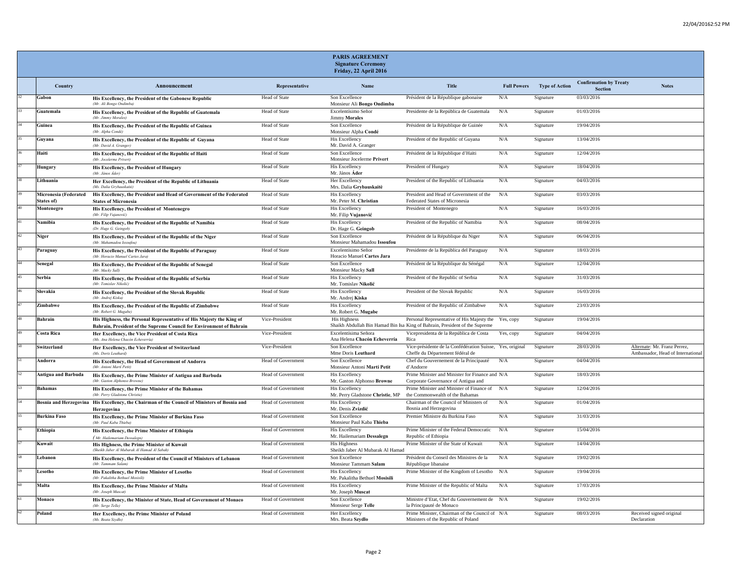**PARIS AGREEMENT**
**Signature Ceremony**
**Friday, 22 April 2016**

| | Country | Announcement | Representative | Name | Title | Full Powers | Type of Action | Confirmation by Treaty Section | Notes |
|---|---|---|---|---|---|---|---|---|---|
| 32 | **Gabon** | **His Excellency, the President of the Gabonese Republic** *(Mr. Ali Bongo Ondimba)* | Head of State | Son Excellence Monsieur Ali **Bongo Ondimba** | Président de la République gabonaise | N/A | Signature | 03/03/2016 | |
| 33 | **Guatemala** | **His Excellency, the President of the Republic of Guatemala** *(Mr. Jimmy Morales)* | Head of State | Excelentísimo Señor Jimmy **Morales** | Presidente de la República de Guatemala | N/A | Signature | 01/03/2016 | |
| 34 | **Guinea** | **His Excellency, the President of the Republic of Guinea** *(Mr. Alpha Condé)* | Head of State | Son Excellence Monsieur Alpha **Condé** | Président de la République de Guinée | N/A | Signature | 19/04/2016 | |
| 35 | **Guyana** | **His Excellency, the President of the Republic of Guyana** *(Mr. David A. Granger)* | Head of State | His Excellency Mr. David A. Granger | President of the Republic of Guyana | N/A | Signature | 13/04/2016 | |
| 36 | **Haiti** | **His Excellency, the President of the Republic of Haiti** *(Mr. Jocelerme Privert)* | Head of State | Son Excellence Monsieur Jocelerme **Privert** | Président de la République d'Haïti | N/A | Signature | 12/04/2016 | |
| 37 | **Hungary** | **His Excellency, the President of Hungary** *(Mr. János Áder)* | Head of State | His Excellency Mr. János **Áder** | President of Hungary | N/A | Signature | 18/04/2016 | |
| 38 | **Lithuania** | **Her Excellency, the President of the Republic of Lithuania** *(Ms. Dalia Grybauskaitė)* | Head of State | Her Excellency Mrs. Dalia **Grybauskaitė** | President of the Republic of Lithuania | N/A | Signature | 04/03/2016 | |
| 39 | **Micronesia (Federated States of)** | **His Excellency, the President and Head of Government of the Federated States of Micronesia** | Head of State | His Excellency Mr. Peter M. **Christian** | President and Head of Government of the Federated States of Micronesia | N/A | Signature | 03/03/2016 | |
| 40 | **Montenegro** | **His Excellency, the President of Montenegro** *(Mr. Filip Vujanović)* | Head of State | His Excellency Mr. Filip **Vujanović** | President of Montenegro | N/A | Signature | 16/03/2016 | |
| 41 | **Namibia** | **His Excellency, the President of the Republic of Namibia** *(Dr. Hage G. Geingob)* | Head of State | His Excellency Dr. Hage G. **Geingob** | President of the Republic of Namibia | N/A | Signature | 08/04/2016 | |
| 42 | **Niger** | **His Excellency, the President of the Republic of the Niger** *(Mr. Mahamadou Issoufou)* | Head of State | Son Excellence Monsieur Mahamadou **Issoufou** | Président de la République du Niger | N/A | Signature | 06/04/2016 | |
| 43 | **Paraguay** | **His Excellency, the President of the Republic of Paraguay** *(Mr. Horacio Manuel Cartes Jara)* | Head of State | Excelentísimo Señor Horacio Manuel **Cartes Jara** | Presidente de la República del Paraguay | N/A | Signature | 18/03/2016 | |
| 44 | **Senegal** | **His Excellency, the President of the Republic of Senegal** *(Mr. Macky Sall)* | Head of State | Son Excellence Monsieur Macky **Sall** | Président de la République du Sénégal | N/A | Signature | 12/04/2016 | |
| 45 | **Serbia** | **His Excellency, the President of the Republic of Serbia** *(Mr. Tomislav Nikolić)* | Head of State | His Excellency Mr. Tomislav **Nikolić** | President of the Republic of Serbia | N/A | Signature | 31/03/2016 | |
| 46 | **Slovakia** | **His Excellency, the President of the Slovak Republic** *(Mr. Andrej Kiska)* | Head of State | His Excellency Mr. Andrej **Kiska** | President of the Slovak Republic | N/A | Signature | 16/03/2016 | |
| 47 | **Zimbabwe** | **His Excellency, the President of the Republic of Zimbabwe** *(Mr. Robert G. Mugabe)* | Head of State | His Excellency Mr. Robert G. **Mugabe** | President of the Republic of Zimbabwe | N/A | Signature | 23/03/2016 | |
| 48 | **Bahrain** | **His Highness, the Personal Representative of His Majesty the King of Bahrain, President of the Supreme Council for Environment of Bahrain** | Vice-President | His Highness Shaikh Abdullah Bin Hamad Bin Isa | Personal Representative of His Majesty the King of Bahrain, President of the Supreme | Yes, copy | Signature | 19/04/2016 | |
| 49 | **Costa Rica** | **Her Excellency, the Vice President of Costa Rica** *(Ms. Ana Helena Chacón Echeverría)* | Vice-President | Excelentísima Señora Ana Helena **Chacón Echeverría** | Vicepresidenta de la República de Costa Rica | Yes, copy | Signature | 04/04/2016 | |
| 50 | **Switzerland** | **Her Excellency, the Vice President of Switzerland** *(Ms. Doris Leuthard)* | Vice-President | Son Excellence Mme Doris **Leuthard** | Vice-présidente de la Confédération Suisse, Cheffe du Département fédéral de | Yes, original | Signature | 28/03/2016 | Alternate: Mr. Franz Perrez, Ambassador, Head of International |
| 51 | **Andorra** | **His Excellency, the Head of Government of Andorra** *(Mr. Antoni Martí Petit)* | Head of Government | Son Excellence Monsieur Antoni **Martí Petit** | Chef du Gouvernement de la Principauté d'Andorre | N/A | Signature | 04/04/2016 | |
| 52 | **Antigua and Barbuda** | **His Excellency, the Prime Minister of Antigua and Barbuda** *(Mr. Gaston Alphonso Browne)* | Head of Government | His Excellency Mr. Gaston Alphonso **Browne** | Prime Minister and Minister for Finance and Corporate Governance of Antigua and | N/A | Signature | 18/03/2016 | |
| 53 | **Bahamas** | **His Excellency, the Prime Minister of the Bahamas** *(Mr. Perry Gladstone Christie)* | Head of Government | His Excellency Mr. Perry Gladstone **Christie**, MP | Prime Minister and Minister of Finance of the Commonwealth of the Bahamas | N/A | Signature | 12/04/2016 | |
| 54 | **Bosnia and Herzegovina** | **His Excellency, the Chairman of the Council of Ministers of Bosnia and Herzegovina** | Head of Government | His Excellency Mr. Denis **Zvizdić** | Chairman of the Council of Ministers of Bosnia and Herzegovina | N/A | Signature | 01/04/2016 | |
| 55 | **Burkina Faso** | **His Excellency, the Prime Minister of Burkina Faso** *(Mr. Paul Kaba Thieba)* | Head of Government | Son Excellence Monsieur Paul Kaba **Thieba** | Premier Ministre du Burkina Faso | N/A | Signature | 31/03/2016 | |
| 56 | **Ethiopia** | **His Excellency, the Prime Minister of Ethiopia** *( Mr. Hailemariam Dessalegn)* | Head of Government | His Excellency Mr. Hailemariam **Dessalegn** | Prime Minister of the Federal Democratic Republic of Ethiopia | N/A | Signature | 15/04/2016 | |
| 57 | **Kuwait** | **His Highness, the Prime Minister of Kuwait** *(Sheikh Jaber Al Mubarak Al Hamad Al Sabah)* | Head of Government | His Highness Sheikh Jaber Al Mubarak Al Hamad | Prime Minister of the State of Kuwait | N/A | Signature | 14/04/2016 | |
| 58 | **Lebanon** | **His Excellency, the President of the Council of Ministers of Lebanon** *(Mr. Tammam Salam)* | Head of Government | Son Excellence Monsieur Tammam **Salam** | Président du Conseil des Ministres de la République libanaise | N/A | Signature | 19/02/2016 | |
| 59 | **Lesotho** | **His Excellency, the Prime Minister of Lesotho** *(Mr. Pakalitha Bethuel Mosisili)* | Head of Government | His Excellency Mr. Pakalitha Bethuel **Mosisili** | Prime Minister of the Kingdom of Lesotho | N/A | Signature | 19/04/2016 | |
| 60 | **Malta** | **His Excellency, the Prime Minister of Malta** *(Mr. Joseph Muscat)* | Head of Government | His Excellency Mr. Joseph **Muscat** | Prime Minister of the Republic of Malta | N/A | Signature | 17/03/2016 | |
| 61 | **Monaco** | **His Excellency, the Minister of State, Head of Government of Monaco** *(Mr. Serge Telle)* | Head of Government | Son Excellence Monsieur Serge **Telle** | Ministre d'Etat, Chef du Gouvernement de la Principauté de Monaco | N/A | Signature | 19/02/2016 | |
| 62 | **Poland** | **Her Excellency, the Prime Minister of Poland** *(Ms. Beata Szydlo)* | Head of Government | Her Excellency Mrs. Beata **Szydlo** | Prime Minister, Chairman of the Council of Ministers of the Republic of Poland | N/A | Signature | 08/03/2016 | Received signed original Declaration |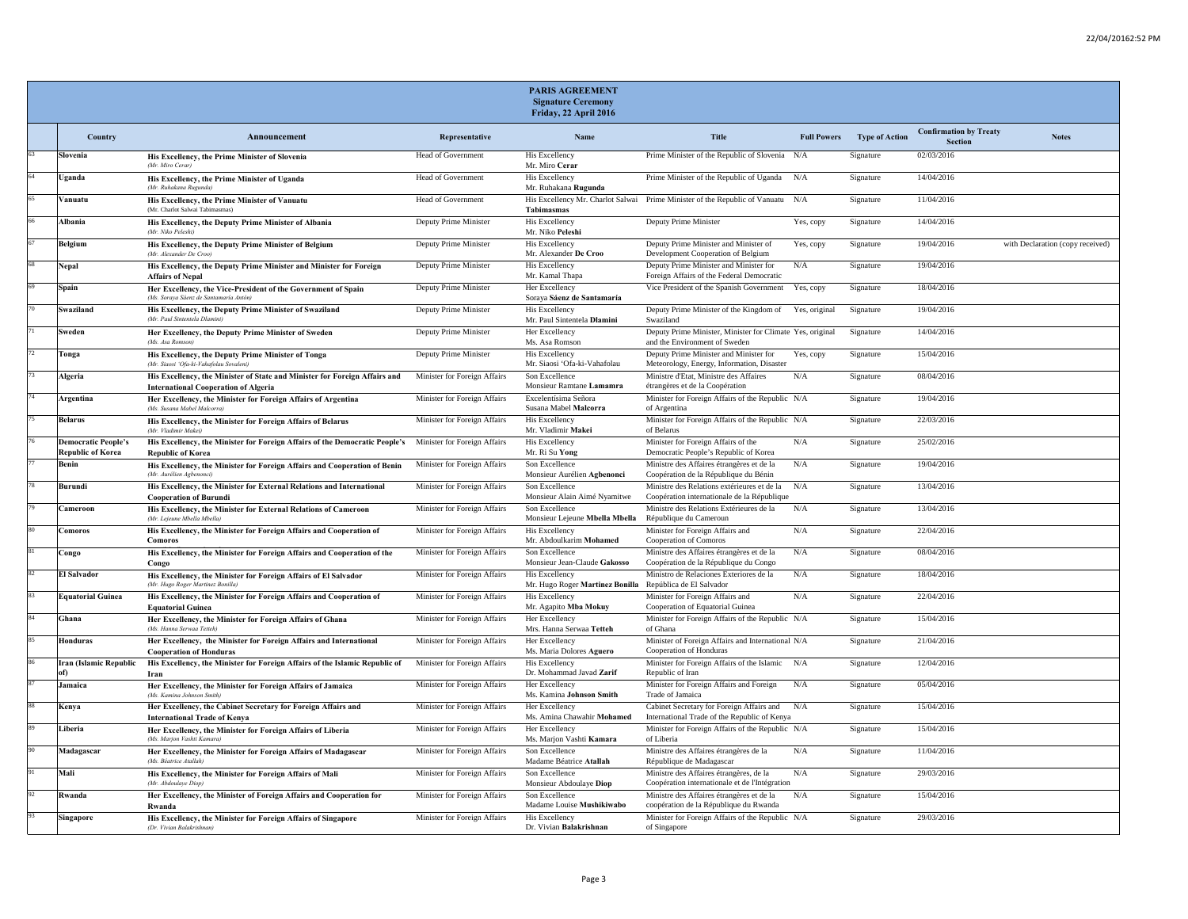**PARIS AGREEMENT**
**Signature Ceremony**
**Friday, 22 April 2016**

| | Country | Announcement | Representative | Name | Title | Full Powers | Type of Action | Confirmation by Treaty Section | Notes |
|---|---|---|---|---|---|---|---|---|---|
| 63 | **Slovenia** | **His Excellency, the Prime Minister of Slovenia** *(Mr. Miro Cerar)* | Head of Government | His Excellency Mr. Miro **Cerar** | Prime Minister of the Republic of Slovenia | N/A | Signature | 02/03/2016 | |
| 64 | **Uganda** | **His Excellency, the Prime Minister of Uganda** *(Mr. Ruhakana Rugunda)* | Head of Government | His Excellency Mr. Ruhakana **Rugunda** | Prime Minister of the Republic of Uganda | N/A | Signature | 14/04/2016 | |
| 65 | **Vanuatu** | **His Excellency, the Prime Minister of Vanuatu** (Mr. Charlot Salwai Tabimasmas) | Head of Government | His Excellency Mr. Charlot Salwai **Tabimasmas** | Prime Minister of the Republic of Vanuatu | N/A | Signature | 11/04/2016 | |
| 66 | **Albania** | **His Excellency, the Deputy Prime Minister of Albania** *(Mr. Niko Peleshi)* | Deputy Prime Minister | His Excellency Mr. Niko **Peleshi** | Deputy Prime Minister | Yes, copy | Signature | 14/04/2016 | |
| 67 | **Belgium** | **His Excellency, the Deputy Prime Minister of Belgium** *(Mr. Alexander De Croo)* | Deputy Prime Minister | His Excellency Mr. Alexander **De Croo** | Deputy Prime Minister and Minister of Development Cooperation of Belgium | Yes, copy | Signature | 19/04/2016 | with Declaration (copy received) |
| 68 | **Nepal** | **His Excellency, the Deputy Prime Minister and Minister for Foreign Affairs of Nepal** | Deputy Prime Minister | His Excellency Mr. Kamal Thapa | Deputy Prime Minister and Minister for Foreign Affairs of the Federal Democratic | N/A | Signature | 19/04/2016 | |
| 69 | **Spain** | **Her Excellency, the Vice-President of the Government of Spain** *(Ms. Soraya Sáenz de Santamaría Antón)* | Deputy Prime Minister | Her Excellency Soraya **Sáenz de Santamaría** | Vice President of the Spanish Government | Yes, copy | Signature | 18/04/2016 | |
| 70 | **Swaziland** | **His Excellency, the Deputy Prime Minister of Swaziland** *(Mr. Paul Sintentela Dlamini)* | Deputy Prime Minister | His Excellency Mr. Paul Sintentela **Dlamini** | Deputy Prime Minister of the Kingdom of Swaziland | Yes, original | Signature | 19/04/2016 | |
| 71 | **Sweden** | **Her Excellency, the Deputy Prime Minister of Sweden** *(Ms. Asa Romson)* | Deputy Prime Minister | Her Excellency Ms. Asa Romson | Deputy Prime Minister, Minister for Climate and the Environment of Sweden | Yes, original | Signature | 14/04/2016 | |
| 72 | **Tonga** | **His Excellency, the Deputy Prime Minister of Tonga** *(Mr. Siaosi 'Ofa-ki-Vahafolau Sovaleni)* | Deputy Prime Minister | His Excellency Mr. Siaosi 'Ofa-ki-Vahafolau | Deputy Prime Minister and Minister for Meteorology, Energy, Information, Disaster | Yes, copy | Signature | 15/04/2016 | |
| 73 | **Algeria** | **His Excellency, the Minister of State and Minister for Foreign Affairs and International Cooperation of Algeria** | Minister for Foreign Affairs | Son Excellence Monsieur Ramtane **Lamamra** | Ministre d'Etat, Ministre des Affaires étrangères et de la Coopération | N/A | Signature | 08/04/2016 | |
| 74 | **Argentina** | **Her Excellency, the Minister for Foreign Affairs of Argentina** *(Ms. Susana Mabel Malcorra)* | Minister for Foreign Affairs | Excelentísima Señora Susana Mabel **Malcorra** | Minister for Foreign Affairs of the Republic of Argentina | N/A | Signature | 19/04/2016 | |
| 75 | **Belarus** | **His Excellency, the Minister for Foreign Affairs of Belarus** *(Mr. Vladimir Makei)* | Minister for Foreign Affairs | His Excellency Mr. Vladimir **Makei** | Minister for Foreign Affairs of the Republic of Belarus | N/A | Signature | 22/03/2016 | |
| 76 | **Democratic People's Republic of Korea** | **His Excellency, the Minister for Foreign Affairs of the Democratic People's Republic of Korea** | Minister for Foreign Affairs | His Excellency Mr. Ri Su **Yong** | Minister for Foreign Affairs of the Democratic People's Republic of Korea | N/A | Signature | 25/02/2016 | |
| 77 | **Benin** | **His Excellency, the Minister for Foreign Affairs and Cooperation of Benin** *(Mr. Aurélien Agbenonci)* | Minister for Foreign Affairs | Son Excellence Monsieur Aurélien **Agbenonci** | Ministre des Affaires étrangères et de la Coopération de la République du Bénin | N/A | Signature | 19/04/2016 | |
| 78 | **Burundi** | **His Excellency, the Minister for External Relations and International Cooperation of Burundi** | Minister for Foreign Affairs | Son Excellence Monsieur Alain Aimé Nyamitwe | Ministre des Relations extérieures et de la Coopération internationale de la République | N/A | Signature | 13/04/2016 | |
| 79 | **Cameroon** | **His Excellency, the Minister for External Relations of Cameroon** *(Mr. Lejeune Mbella Mbella)* | Minister for Foreign Affairs | Son Excellence Monsieur Lejeune **Mbella Mbella** | Ministre des Relations Extérieures de la République du Cameroun | N/A | Signature | 13/04/2016 | |
| 80 | **Comoros** | **His Excellency, the Minister for Foreign Affairs and Cooperation of Comoros** | Minister for Foreign Affairs | His Excellency Mr. Abdoulkarim **Mohamed** | Minister for Foreign Affairs and Cooperation of Comoros | N/A | Signature | 22/04/2016 | |
| 81 | **Congo** | **His Excellency, the Minister for Foreign Affairs and Cooperation of the Congo** | Minister for Foreign Affairs | Son Excellence Monsieur Jean-Claude **Gakosso** | Ministre des Affaires étrangères et de la Coopération de la République du Congo | N/A | Signature | 08/04/2016 | |
| 82 | **El Salvador** | **His Excellency, the Minister for Foreign Affairs of El Salvador** *(Mr. Hugo Roger Martinez Bonilla)* | Minister for Foreign Affairs | His Excellency Mr. Hugo Roger **Martinez Bonilla** | Ministro de Relaciones Exteriores de la República de El Salvador | N/A | Signature | 18/04/2016 | |
| 83 | **Equatorial Guinea** | **His Excellency, the Minister for Foreign Affairs and Cooperation of Equatorial Guinea** | Minister for Foreign Affairs | His Excellency Mr. Agapito **Mba Mokuy** | Minister for Foreign Affairs and Cooperation of Equatorial Guinea | N/A | Signature | 22/04/2016 | |
| 84 | **Ghana** | **Her Excellency, the Minister for Foreign Affairs of Ghana** *(Ms. Hanna Serwaa Tetteh)* | Minister for Foreign Affairs | Her Excellency Mrs. Hanna Serwaa **Tetteh** | Minister for Foreign Affairs of the Republic of Ghana | N/A | Signature | 15/04/2016 | |
| 85 | **Honduras** | **Her Excellency, the Minister for Foreign Affairs and International Cooperation of Honduras** | Minister for Foreign Affairs | Her Excellency Ms. Maria Dolores **Aguero** | Minister of Foreign Affairs and International Cooperation of Honduras | N/A | Signature | 21/04/2016 | |
| 86 | **Iran (Islamic Republic of)** | **His Excellency, the Minister for Foreign Affairs of the Islamic Republic of Iran** | Minister for Foreign Affairs | His Excellency Dr. Mohammad Javad **Zarif** | Minister for Foreign Affairs of the Islamic Republic of Iran | N/A | Signature | 12/04/2016 | |
| 87 | **Jamaica** | **Her Excellency, the Minister for Foreign Affairs of Jamaica** *(Ms. Kamina Johnson Smith)* | Minister for Foreign Affairs | Her Excellency Ms. Kamina **Johnson Smith** | Minister for Foreign Affairs and Foreign Trade of Jamaica | N/A | Signature | 05/04/2016 | |
| 88 | **Kenya** | **Her Excellency, the Cabinet Secretary for Foreign Affairs and International Trade of Kenya** | Minister for Foreign Affairs | Her Excellency Ms. Amina Chawahir **Mohamed** | Cabinet Secretary for Foreign Affairs and International Trade of the Republic of Kenya | N/A | Signature | 15/04/2016 | |
| 89 | **Liberia** | **Her Excellency, the Minister for Foreign Affairs of Liberia** *(Ms. Marjon Vashti Kamara)* | Minister for Foreign Affairs | Her Excellency Ms. Marjon Vashti **Kamara** | Minister for Foreign Affairs of the Republic of Liberia | N/A | Signature | 15/04/2016 | |
| 90 | **Madagascar** | **Her Excellency, the Minister for Foreign Affairs of Madagascar** *(Ms. Béatrice Atallah)* | Minister for Foreign Affairs | Son Excellence Madame Béatrice **Atallah** | Ministre des Affaires étrangères de la République de Madagascar | N/A | Signature | 11/04/2016 | |
| 91 | **Mali** | **His Excellency, the Minister for Foreign Affairs of Mali** *(Mr. Abdoulaye Diop)* | Minister for Foreign Affairs | Son Excellence Monsieur Abdoulaye **Diop** | Ministre des Affaires étrangères, de la Coopération internationale et de l'Intégration | N/A | Signature | 29/03/2016 | |
| 92 | **Rwanda** | **Her Excellency, the Minister of Foreign Affairs and Cooperation for Rwanda** | Minister for Foreign Affairs | Son Excellence Madame Louise **Mushikiwabo** | Ministre des Affaires étrangères et de la coopération de la République du Rwanda | N/A | Signature | 15/04/2016 | |
| 93 | **Singapore** | **His Excellency, the Minister for Foreign Affairs of Singapore** *(Dr. Vivian Balakrishnan)* | Minister for Foreign Affairs | His Excellency Dr. Vivian **Balakrishnan** | Minister for Foreign Affairs of the Republic of Singapore | N/A | Signature | 29/03/2016 | |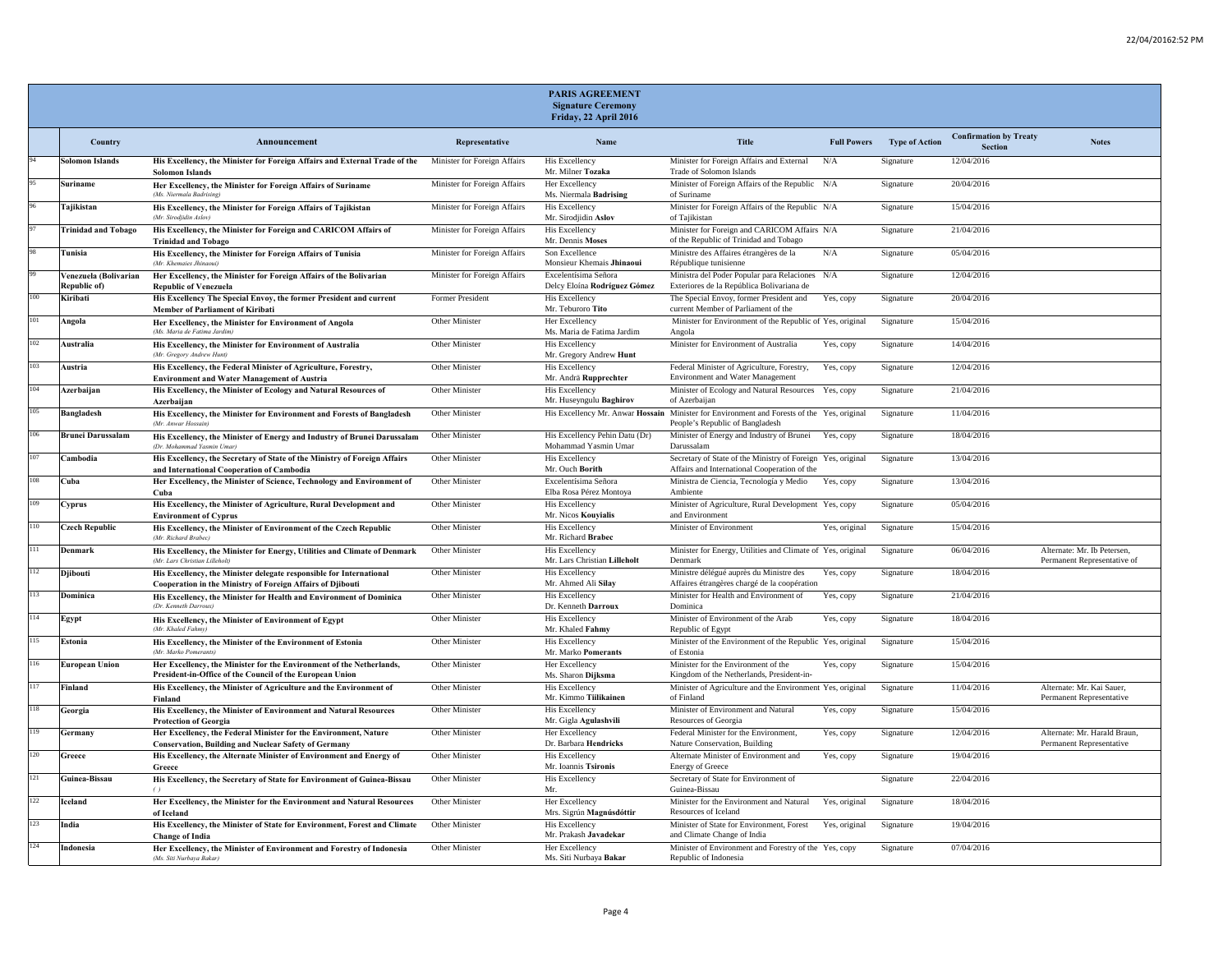# PARIS AGREEMENT

**Signature Ceremony**
**Friday, 22 April 2016**

| | Country | Announcement | Representative | Name | Title | Full Powers | Type of Action | Confirmation by Treaty Section | Notes |
|---|---|---|---|---|---|---|---|---|---|
| 94 | **Solomon Islands** | **His Excellency, the Minister for Foreign Affairs and External Trade of the Solomon Islands** | Minister for Foreign Affairs | His Excellency Mr. Milner **Tozaka** | Minister for Foreign Affairs and External Trade of Solomon Islands | N/A | Signature | 12/04/2016 | |
| 95 | **Suriname** | **Her Excellency, the Minister for Foreign Affairs of Suriname** *(Ms. Niermala Badrising)* | Minister for Foreign Affairs | Her Excellency Ms. Niermala **Badrising** | Minister of Foreign Affairs of the Republic of Suriname | N/A | Signature | 20/04/2016 | |
| 96 | **Tajikistan** | **His Excellency, the Minister for Foreign Affairs of Tajikistan** *(Mr. Sirodjidin Aslov)* | Minister for Foreign Affairs | His Excellency Mr. Sirodjidin **Aslov** | Minister for Foreign Affairs of the Republic of Tajikistan | N/A | Signature | 15/04/2016 | |
| 97 | **Trinidad and Tobago** | **His Excellency, the Minister for Foreign and CARICOM Affairs of Trinidad and Tobago** | Minister for Foreign Affairs | His Excellency Mr. Dennis **Moses** | Minister for Foreign and CARICOM Affairs of the Republic of Trinidad and Tobago | N/A | Signature | 21/04/2016 | |
| 98 | **Tunisia** | **His Excellency, the Minister for Foreign Affairs of Tunisia** *(Mr. Khemaies Jhinaoui)* | Minister for Foreign Affairs | Son Excellence Monsieur Khemais **Jhinaoui** | Ministre des Affaires étrangères de la République tunisienne | N/A | Signature | 05/04/2016 | |
| 99 | **Venezuela (Bolivarian Republic of)** | **Her Excellency, the Minister for Foreign Affairs of the Bolivarian Republic of Venezuela** | Minister for Foreign Affairs | Excelentísima Señora Delcy Eloína **Rodríguez Gómez** | Ministra del Poder Popular para Relaciones Exteriores de la República Bolivariana de | N/A | Signature | 12/04/2016 | |
| 100 | **Kiribati** | **His Excellency The Special Envoy, the former President and current Member of Parliament of Kiribati** | Former President | His Excellency Mr. Teburoro **Tito** | The Special Envoy, former President and current Member of Parliament of the | Yes, copy | Signature | 20/04/2016 | |
| 101 | **Angola** | **Her Excellency, the Minister for Environment of Angola** *(Ms. Maria de Fatima Jardim)* | Other Minister | Her Excellency Ms. Maria de Fatima Jardim | Minister for Environment of the Republic of Angola | Yes, original | Signature | 15/04/2016 | |
| 102 | **Australia** | **His Excellency, the Minister for Environment of Australia** *(Mr. Gregory Andrew Hunt)* | Other Minister | His Excellency Mr. Gregory Andrew **Hunt** | Minister for Environment of Australia | Yes, copy | Signature | 14/04/2016 | |
| 103 | **Austria** | **His Excellency, the Federal Minister of Agriculture, Forestry, Environment and Water Management of Austria** | Other Minister | His Excellency Mr. Andrä **Rupprechter** | Federal Minister of Agriculture, Forestry, Environment and Water Management | Yes, copy | Signature | 12/04/2016 | |
| 104 | **Azerbaijan** | **His Excellency, the Minister of Ecology and Natural Resources of Azerbaijan** | Other Minister | His Excellency Mr. Huseyngulu **Baghirov** | Minister of Ecology and Natural Resources of Azerbaijan | Yes, copy | Signature | 21/04/2016 | |
| 105 | **Bangladesh** | **His Excellency, the Minister for Environment and Forests of Bangladesh** *(Mr. Anwar Hossain)* | Other Minister | His Excellency Mr. Anwar **Hossain** | Minister for Environment and Forests of the People's Republic of Bangladesh | Yes, original | Signature | 11/04/2016 | |
| 106 | **Brunei Darussalam** | **His Excellency, the Minister of Energy and Industry of Brunei Darussalam** *(Dr. Mohammad Yasmin Umar)* | Other Minister | His Excellency Pehin Datu (Dr) Mohammad Yasmin Umar | Minister of Energy and Industry of Brunei Darussalam | Yes, copy | Signature | 18/04/2016 | |
| 107 | **Cambodia** | **His Excellency, the Secretary of State of the Ministry of Foreign Affairs and International Cooperation of Cambodia** | Other Minister | His Excellency Mr. Ouch **Borith** | Secretary of State of the Ministry of Foreign Affairs and International Cooperation of the | Yes, original | Signature | 13/04/2016 | |
| 108 | **Cuba** | **Her Excellency, the Minister of Science, Technology and Environment of Cuba** | Other Minister | Excelentísima Señora Elba Rosa Pérez Montoya | Ministra de Ciencia, Tecnología y Medio Ambiente | Yes, copy | Signature | 13/04/2016 | |
| 109 | **Cyprus** | **His Excellency, the Minister of Agriculture, Rural Development and Environment of Cyprus** | Other Minister | His Excellency Mr. Nicos **Kouyialis** | Minister of Agriculture, Rural Development and Environment | Yes, copy | Signature | 05/04/2016 | |
| 110 | **Czech Republic** | **His Excellency, the Minister of Environment of the Czech Republic** *(Mr. Richard Brabec)* | Other Minister | His Excellency Mr. Richard **Brabec** | Minister of Environment | Yes, original | Signature | 15/04/2016 | |
| 111 | **Denmark** | **His Excellency, the Minister for Energy, Utilities and Climate of Denmark** *(Mr. Lars Christian Lilleholt)* | Other Minister | His Excellency Mr. Lars Christian **Lilleholt** | Minister for Energy, Utilities and Climate of Denmark | Yes, original | Signature | 06/04/2016 | Alternate: Mr. Ib Petersen, Permanent Representative of |
| 112 | **Djibouti** | **His Excellency, the Minister delegate responsible for International Cooperation in the Ministry of Foreign Affairs of Djibouti** | Other Minister | His Excellency Mr. Ahmed Ali **Silay** | Ministre délégué auprès du Ministre des Affaires étrangères chargé de la coopération | Yes, copy | Signature | 18/04/2016 | |
| 113 | **Dominica** | **His Excellency, the Minister for Health and Environment of Dominica** *(Dr. Kenneth Darroux)* | Other Minister | His Excellency Dr. Kenneth **Darroux** | Minister for Health and Environment of Dominica | Yes, copy | Signature | 21/04/2016 | |
| 114 | **Egypt** | **His Excellency, the Minister of Environment of Egypt** *(Mr. Khaled Fahmy)* | Other Minister | His Excellency Mr. Khaled **Fahmy** | Minister of Environment of the Arab Republic of Egypt | Yes, copy | Signature | 18/04/2016 | |
| 115 | **Estonia** | **His Excellency, the Minister of the Environment of Estonia** *(Mr. Marko Pomerants)* | Other Minister | His Excellency Mr. Marko **Pomerants** | Minister of the Environment of the Republic of Estonia | Yes, original | Signature | 15/04/2016 | |
| 116 | **European Union** | **Her Excellency, the Minister for the Environment of the Netherlands, President-in-Office of the Council of the European Union** | Other Minister | Her Excellency Ms. Sharon **Dijksma** | Minister for the Environment of the Kingdom of the Netherlands, President-in- | Yes, copy | Signature | 15/04/2016 | |
| 117 | **Finland** | **His Excellency, the Minister of Agriculture and the Environment of Finland** | Other Minister | His Excellency Mr. Kimmo **Tiilikainen** | Minister of Agriculture and the Environment of Finland | Yes, original | Signature | 11/04/2016 | Alternate: Mr. Kai Sauer, Permanent Representative |
| 118 | **Georgia** | **His Excellency, the Minister of Environment and Natural Resources Protection of Georgia** | Other Minister | His Excellency Mr. Gigla **Agulashvili** | Minister of Environment and Natural Resources of Georgia | Yes, copy | Signature | 15/04/2016 | |
| 119 | **Germany** | **Her Excellency, the Federal Minister for the Environment, Nature Conservation, Building and Nuclear Safety of Germany** | Other Minister | Her Excellency Dr. Barbara **Hendricks** | Federal Minister for the Environment, Nature Conservation, Building | Yes, copy | Signature | 12/04/2016 | Alternate: Mr. Harald Braun, Permanent Representative |
| 120 | **Greece** | **His Excellency, the Alternate Minister of Environment and Energy of Greece** | Other Minister | His Excellency Mr. Ioannis **Tsironis** | Alternate Minister of Environment and Energy of Greece | Yes, copy | Signature | 19/04/2016 | |
| 121 | **Guinea-Bissau** | **His Excellency, the Secretary of State for Environment of Guinea-Bissau** *( )* | Other Minister | His Excellency Mr. | Secretary of State for Environment of Guinea-Bissau | | Signature | 22/04/2016 | |
| 122 | **Iceland** | **Her Excellency, the Minister for the Environment and Natural Resources of Iceland** | Other Minister | Her Excellency Mrs. Sigrún **Magnúsdóttir** | Minister for the Environment and Natural Resources of Iceland | Yes, original | Signature | 18/04/2016 | |
| 123 | **India** | **His Excellency, the Minister of State for Environment, Forest and Climate Change of India** | Other Minister | His Excellency Mr. Prakash **Javadekar** | Minister of State for Environment, Forest and Climate Change of India | Yes, original | Signature | 19/04/2016 | |
| 124 | **Indonesia** | **Her Excellency, the Minister of Environment and Forestry of Indonesia** *(Ms. Siti Nurbaya Bakar)* | Other Minister | Her Excellency Ms. Siti Nurbaya **Bakar** | Minister of Environment and Forestry of the Republic of Indonesia | Yes, copy | Signature | 07/04/2016 | |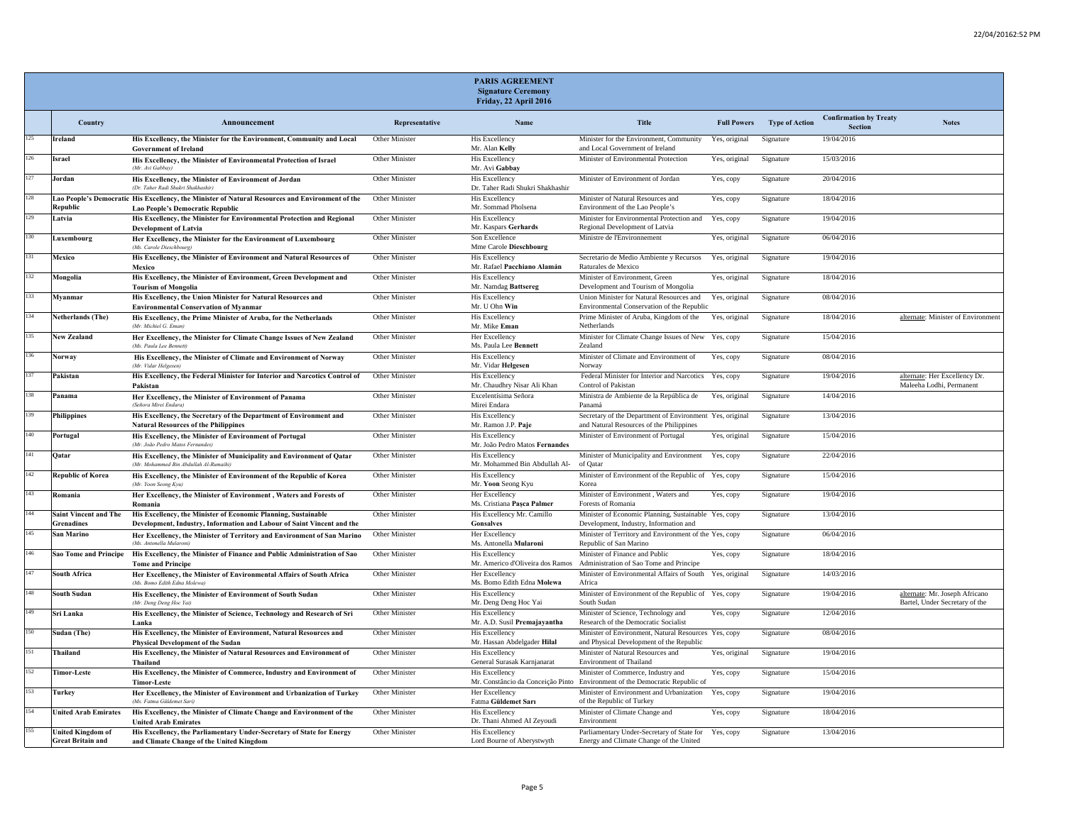**PARIS AGREEMENT**
**Signature Ceremony**
**Friday, 22 April 2016**

| | Country | Announcement | Representative | Name | Title | Full Powers | Type of Action | Confirmation by Treaty Section | Notes |
|---|---|---|---|---|---|---|---|---|---|
| 125 | **Ireland** | **His Excellency, the Minister for the Environment, Community and Local Government of Ireland** | Other Minister | His Excellency Mr. Alan **Kelly** | Minister for the Environment, Community and Local Government of Ireland | Yes, original | Signature | 19/04/2016 | |
| 126 | **Israel** | **His Excellency, the Minister of Environmental Protection of Israel** *(Mr. Avi Gabbay)* | Other Minister | His Excellency Mr. Avi **Gabbay** | Minister of Environmental Protection | Yes, original | Signature | 15/03/2016 | |
| 127 | **Jordan** | **His Excellency, the Minister of Environment of Jordan** *(Dr. Taher Radi Shukri Shakhashir)* | Other Minister | His Excellency Dr. Taher Radi Shukri Shakhashir | Minister of Environment of Jordan | Yes, copy | Signature | 20/04/2016 | |
| 128 | **Lao People's Democratic Republic** | **His Excellency, the Minister of Natural Resources and Environment of the Lao People's Democratic Republic** | Other Minister | His Excellency Mr. Sommad Pholsena | Minister of Natural Resources and Environment of the Lao People's | Yes, copy | Signature | 18/04/2016 | |
| 129 | **Latvia** | **His Excellency, the Minister for Environmental Protection and Regional Development of Latvia** | Other Minister | His Excellency Mr. Kaspars **Gerhards** | Minister for Environmental Protection and Regional Development of Latvia | Yes, copy | Signature | 19/04/2016 | |
| 130 | **Luxembourg** | **Her Excellency, the Minister for the Environment of Luxembourg** *(Ms. Carole Dieschbourg)* | Other Minister | Son Excellence Mme Carole **Dieschbourg** | Ministre de l'Environnement | Yes, original | Signature | 06/04/2016 | |
| 131 | **Mexico** | **His Excellency, the Minister of Environment and Natural Resources of Mexico** | Other Minister | His Excellency Mr. Rafael **Pacchiano Alamán** | Secretario de Medio Ambiente y Recursos Raturales de Mexico | Yes, original | Signature | 19/04/2016 | |
| 132 | **Mongolia** | **His Excellency, the Minister of Environment, Green Development and Tourism of Mongolia** | Other Minister | His Excellency Mr. Namdag **Battsereg** | Minister of Environment, Green Development and Tourism of Mongolia | Yes, original | Signature | 18/04/2016 | |
| 133 | **Myanmar** | **His Excellency, the Union Minister for Natural Resources and Environmental Conservation of Myanmar** | Other Minister | His Excellency Mr. U Ohn **Win** | Union Minister for Natural Resources and Environmental Conservation of the Republic | Yes, original | Signature | 08/04/2016 | |
| 134 | **Netherlands (The)** | **His Excellency, the Prime Minister of Aruba, for the Netherlands** *(Mr. Michiel G. Eman)* | Other Minister | His Excellency Mr. Mike **Eman** | Prime Minister of Aruba, Kingdom of the Netherlands | Yes, original | Signature | 18/04/2016 | alternate: Minister of Environment |
| 135 | **New Zealand** | **Her Excellency, the Minister for Climate Change Issues of New Zealand** *(Ms. Paula Lee Bennett)* | Other Minister | Her Excellency Ms. Paula Lee **Bennett** | Minister for Climate Change Issues of New Zealand | Yes, copy | Signature | 15/04/2016 | |
| 136 | **Norway** | **His Excellency, the Minister of Climate and Environment of Norway** *(Mr. Vidar Helgesen)* | Other Minister | His Excellency Mr. Vidar **Helgesen** | Minister of Climate and Environment of Norway | Yes, copy | Signature | 08/04/2016 | |
| 137 | **Pakistan** | **His Excellency, the Federal Minister for Interior and Narcotics Control of Pakistan** | Other Minister | His Excellency Mr. Chaudhry Nisar Ali Khan | Federal Minister for Interior and Narcotics Control of Pakistan | Yes, copy | Signature | 19/04/2016 | alternate: Her Excellency Dr. Maleeha Lodhi, Permanent |
| 138 | **Panama** | **Her Excellency, the Minister of Environment of Panama** *(Señora Mirei Endara)* | Other Minister | Excelentísima Señora Mirei Endara | Ministra de Ambiente de la República de Panamá | Yes, original | Signature | 14/04/2016 | |
| 139 | **Philippines** | **His Excellency, the Secretary of the Department of Environment and Natural Resources of the Philippines** | Other Minister | His Excellency Mr. Ramon J.P. **Paje** | Secretary of the Department of Environment and Natural Resources of the Philippines | Yes, original | Signature | 13/04/2016 | |
| 140 | **Portugal** | **His Excellency, the Minister of Environment of Portugal** *(Mr. João Pedro Matos Fernandes)* | Other Minister | His Excellency Mr. João Pedro Matos **Fernandes** | Minister of Environment of Portugal | Yes, original | Signature | 15/04/2016 | |
| 141 | **Qatar** | **His Excellency, the Minister of Municipality and Environment of Qatar** *(Mr. Mohammed Bin Abdullah Al-Rumaihi)* | Other Minister | His Excellency Mr. Mohammed Bin Abdullah Al- | Minister of Municipality and Environment of Qatar | Yes, copy | Signature | 22/04/2016 | |
| 142 | **Republic of Korea** | **His Excellency, the Minister of Environment of the Republic of Korea** *(Mr. Yoon Seong Kyu)* | Other Minister | His Excellency Mr. **Yoon** Seong Kyu | Minister of Environment of the Republic of Korea | Yes, copy | Signature | 15/04/2016 | |
| 143 | **Romania** | **Her Excellency, the Minister of Environment , Waters and Forests of Romania** | Other Minister | Her Excellency Ms. Cristiana **Paşca Palmer** | Minister of Environment , Waters and Forests of Romania | Yes, copy | Signature | 19/04/2016 | |
| 144 | **Saint Vincent and The Grenadines** | **His Excellency, the Minister of Economic Planning, Sustainable Development, Industry, Information and Labour of Saint Vincent and the** | Other Minister | His Excellency Mr. Camillo **Gonsalves** | Minister of Economic Planning, Sustainable Development, Industry, Information and | Yes, copy | Signature | 13/04/2016 | |
| 145 | **San Marino** | **Her Excellency, the Minister of Territory and Environment of San Marino** *(Ms. Antonella Mularoni)* | Other Minister | Her Excellency Ms. Antonella **Mularoni** | Minister of Territory and Environment of the Republic of San Marino | Yes, copy | Signature | 06/04/2016 | |
| 146 | **Sao Tome and Principe** | **His Excellency, the Minister of Finance and Public Administration of Sao Tome and Principe** | Other Minister | His Excellency Mr. Americo d'Oliveira dos Ramos | Minister of Finance and Public Administration of Sao Tome and Principe | Yes, copy | Signature | 18/04/2016 | |
| 147 | **South Africa** | **Her Excellency, the Minister of Environmental Affairs of South Africa** *(Ms. Bomo Edith Edna Molewa)* | Other Minister | Her Excellency Ms. Bomo Edith Edna **Molewa** | Minister of Environmental Affairs of South Africa | Yes, original | Signature | 14/03/2016 | |
| 148 | **South Sudan** | **His Excellency, the Minister of Environment of South Sudan** *(Mr. Deng Deng Hoc Yai)* | Other Minister | His Excellency Mr. Deng Deng Hoc Yai | Minister of Environment of the Republic of South Sudan | Yes, copy | Signature | 19/04/2016 | alternate: Mr. Joseph Africano Bartel, Under Secretary of the |
| 149 | **Sri Lanka** | **His Excellency, the Minister of Science, Technology and Research of Sri Lanka** | Other Minister | His Excellency Mr. A.D. Susil **Premajayantha** | Minister of Science, Technology and Research of the Democratic Socialist | Yes, copy | Signature | 12/04/2016 | |
| 150 | **Sudan (The)** | **His Excellency, the Minister of Environment, Natural Resources and Physical Development of the Sudan** | Other Minister | His Excellency Mr. Hassan Abdelgader **Hilal** | Minister of Environment, Natural Resources and Physical Development of the Republic | Yes, copy | Signature | 08/04/2016 | |
| 151 | **Thailand** | **His Excellency, the Minister of Natural Resources and Environment of Thailand** | Other Minister | His Excellency General Surasak Karnjanarat | Minister of Natural Resources and Environment of Thailand | Yes, original | Signature | 19/04/2016 | |
| 152 | **Timor-Leste** | **His Excellency, the Minister of Commerce, Industry and Environment of Timor-Leste** | Other Minister | His Excellency Mr. Constâncio da Conceição Pinto | Minister of Commerce, Industry and Environment of the Democratic Republic of | Yes, copy | Signature | 15/04/2016 | |
| 153 | **Turkey** | **Her Excellency, the Minister of Environment and Urbanization of Turkey** *(Ms. Fatma Güldemet Sari)* | Other Minister | Her Excellency Fatma **Güldemet Sarı** | Minister of Environment and Urbanization of the Republic of Turkey | Yes, copy | Signature | 19/04/2016 | |
| 154 | **United Arab Emirates** | **His Excellency, the Minister of Climate Change and Environment of the United Arab Emirates** | Other Minister | His Excellency Dr. Thani Ahmed AI Zeyoudi | Minister of Climate Change and Environment | Yes, copy | Signature | 18/04/2016 | |
| 155 | **United Kingdom of Great Britain and** | **His Excellency, the Parliamentary Under-Secretary of State for Energy and Climate Change of the United Kingdom** | Other Minister | His Excellency Lord Bourne of Aberystwyth | Parliamentary Under-Secretary of State for Energy and Climate Change of the United | Yes, copy | Signature | 13/04/2016 | |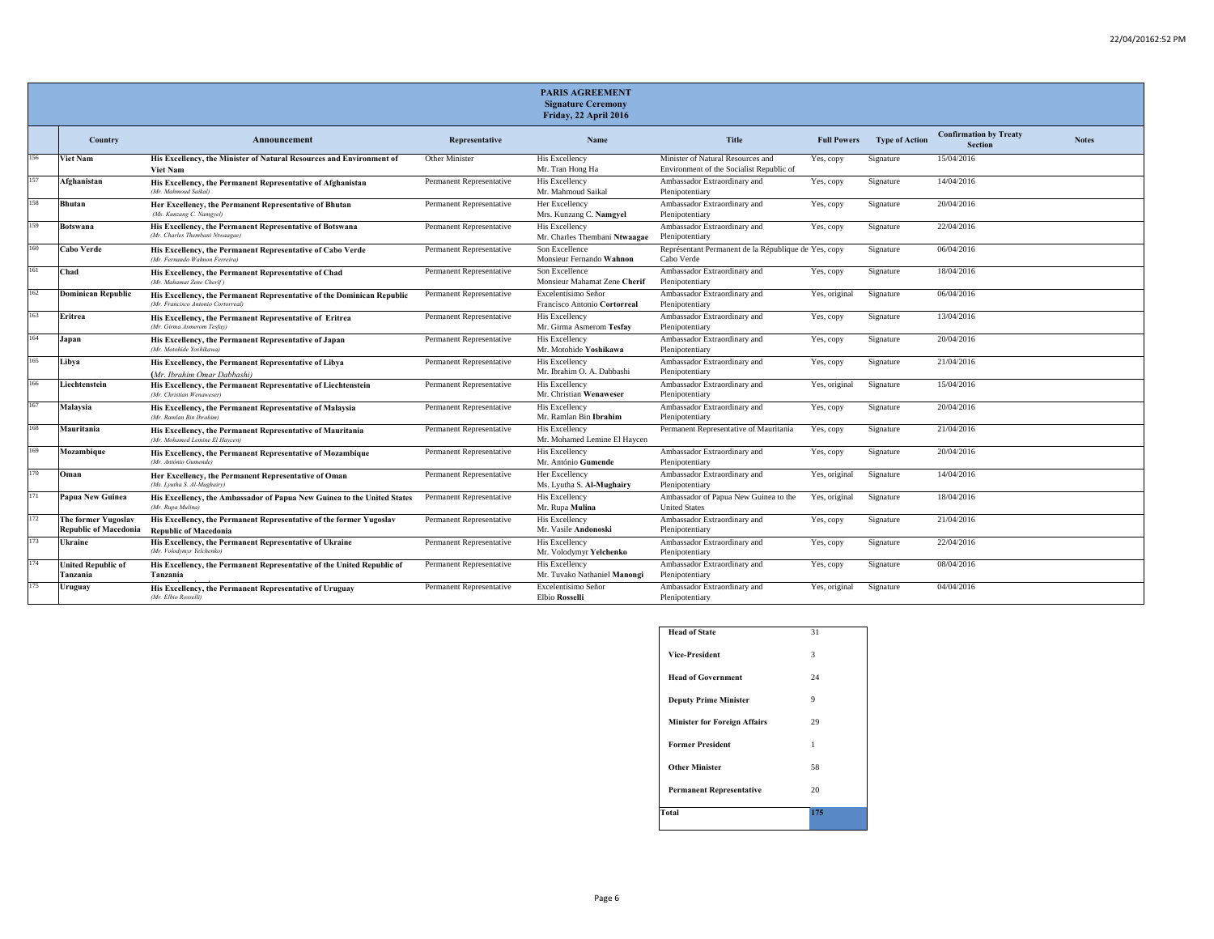# PARIS AGREEMENT

**Signature Ceremony**
**Friday, 22 April 2016**

| | Country | Announcement | Representative | Name | Title | Full Powers | Type of Action | Confirmation by Treaty Section | Notes |
|---|---|---|---|---|---|---|---|---|---|
| 156 | **Viet Nam** | **His Excellency, the Minister of Natural Resources and Environment of Viet Nam** | Other Minister | His Excellency Mr. Tran Hong Ha | Minister of Natural Resources and Environment of the Socialist Republic of | Yes, copy | Signature | 15/04/2016 | |
| 157 | **Afghanistan** | **His Excellency, the Permanent Representative of Afghanistan** *(Mr. Mahmoud Saikal)* | Permanent Representative | His Excellency Mr. Mahmoud Saikal | Ambassador Extraordinary and Plenipotentiary | Yes, copy | Signature | 14/04/2016 | |
| 158 | **Bhutan** | **Her Excellency, the Permanent Representative of Bhutan** *(Ms. Kunzang C. Namgyel)* | Permanent Representative | Her Excellency Mrs. Kunzang C. **Namgyel** | Ambassador Extraordinary and Plenipotentiary | Yes, copy | Signature | 20/04/2016 | |
| 159 | **Botswana** | **His Excellency, the Permanent Representative of Botswana** *(Mr. Charles Thembani Ntwaagae)* | Permanent Representative | His Excellency Mr. Charles Thembani **Ntwaagae** | Ambassador Extraordinary and Plenipotentiary | Yes, copy | Signature | 22/04/2016 | |
| 160 | **Cabo Verde** | **His Excellency, the Permanent Representative of Cabo Verde** *(Mr. Fernando Wahnon Ferreira)* | Permanent Representative | Son Excellence Monsieur Fernando **Wahnon** | Représentant Permanent de la République de Cabo Verde | Yes, copy | Signature | 06/04/2016 | |
| 161 | **Chad** | **His Excellency, the Permanent Representative of Chad** *(Mr. Mahamat Zene Cherif)* | Permanent Representative | Son Excellence Monsieur Mahamat Zene **Cherif** | Ambassador Extraordinary and Plenipotentiary | Yes, copy | Signature | 18/04/2016 | |
| 162 | **Dominican Republic** | **His Excellency, the Permanent Representative of the Dominican Republic** *(Mr. Francisco Antonio Cortorreal)* | Permanent Representative | Excelentísimo Señor Francisco Antonio **Cortorreal** | Ambassador Extraordinary and Plenipotentiary | Yes, original | Signature | 06/04/2016 | |
| 163 | **Eritrea** | **His Excellency, the Permanent Representative of Eritrea** *(Mr. Girma Asmerom Tesfay)* | Permanent Representative | His Excellency Mr. Girma Asmerom **Tesfay** | Ambassador Extraordinary and Plenipotentiary | Yes, copy | Signature | 13/04/2016 | |
| 164 | **Japan** | **His Excellency, the Permanent Representative of Japan** *(Mr. Motohide Yoshikawa)* | Permanent Representative | His Excellency Mr. Motohide **Yoshikawa** | Ambassador Extraordinary and Plenipotentiary | Yes, copy | Signature | 20/04/2016 | |
| 165 | **Libya** | **His Excellency, the Permanent Representative of Libya** *(Mr. Ibrahim Omar Dabbashi)* | Permanent Representative | His Excellency Mr. Ibrahim O. A. Dabbashi | Ambassador Extraordinary and Plenipotentiary | Yes, copy | Signature | 21/04/2016 | |
| 166 | **Liechtenstein** | **His Excellency, the Permanent Representative of Liechtenstein** *(Mr. Christian Wenaweser)* | Permanent Representative | His Excellency Mr. Christian **Wenaweser** | Ambassador Extraordinary and Plenipotentiary | Yes, original | Signature | 15/04/2016 | |
| 167 | **Malaysia** | **His Excellency, the Permanent Representative of Malaysia** *(Mr. Ramlan Bin Ibrahim)* | Permanent Representative | His Excellency Mr. Ramlan Bin **Ibrahim** | Ambassador Extraordinary and Plenipotentiary | Yes, copy | Signature | 20/04/2016 | |
| 168 | **Mauritania** | **His Excellency, the Permanent Representative of Mauritania** *(Mr. Mohamed Lemine El Haycen)* | Permanent Representative | His Excellency Mr. Mohamed Lemine El Haycen | Permanent Representative of Mauritania | Yes, copy | Signature | 21/04/2016 | |
| 169 | **Mozambique** | **His Excellency, the Permanent Representative of Mozambique** *(Mr. António Gumende)* | Permanent Representative | His Excellency Mr. António **Gumende** | Ambassador Extraordinary and Plenipotentiary | Yes, copy | Signature | 20/04/2016 | |
| 170 | **Oman** | **Her Excellency, the Permanent Representative of Oman** *(Ms. Lyutha S. Al-Mughairy)* | Permanent Representative | Her Excellency Ms. Lyutha S. **Al-Mughairy** | Ambassador Extraordinary and Plenipotentiary | Yes, original | Signature | 14/04/2016 | |
| 171 | **Papua New Guinea** | **His Excellency, the Ambassador of Papua New Guinea to the United States** *(Mr. Rupa Mulina)* | Permanent Representative | His Excellency Mr. Rupa **Mulina** | Ambassador of Papua New Guinea to the United States | Yes, original | Signature | 18/04/2016 | |
| 172 | **The former Yugoslav Republic of Macedonia** | **His Excellency, the Permanent Representative of the former Yugoslav Republic of Macedonia** | Permanent Representative | His Excellency Mr. Vasile **Andonoski** | Ambassador Extraordinary and Plenipotentiary | Yes, copy | Signature | 21/04/2016 | |
| 173 | **Ukraine** | **His Excellency, the Permanent Representative of Ukraine** *(Mr. Volodymyr Yelchenko)* | Permanent Representative | His Excellency Mr. Volodymyr **Yelchenko** | Ambassador Extraordinary and Plenipotentiary | Yes, copy | Signature | 22/04/2016 | |
| 174 | **United Republic of Tanzania** | **His Excellency, the Permanent Representative of the United Republic of Tanzania** | Permanent Representative | His Excellency Mr. Tuvako Nathaniel **Manongi** | Ambassador Extraordinary and Plenipotentiary | Yes, copy | Signature | 08/04/2016 | |
| 175 | **Uruguay** | **His Excellency, the Permanent Representative of Uruguay** *(Mr. Elbio Rosselli)* | Permanent Representative | Excelentísimo Señor Elbio **Rosselli** | Ambassador Extraordinary and Plenipotentiary | Yes, original | Signature | 04/04/2016 | |

| | |
|---|---|
| **Head of State** | 31 |
| **Vice-President** | 3 |
| **Head of Government** | 24 |
| **Deputy Prime Minister** | 9 |
| **Minister for Foreign Affairs** | 29 |
| **Former President** | 1 |
| **Other Minister** | 58 |
| **Permanent Representative** | 20 |
| **Total** | **175** |